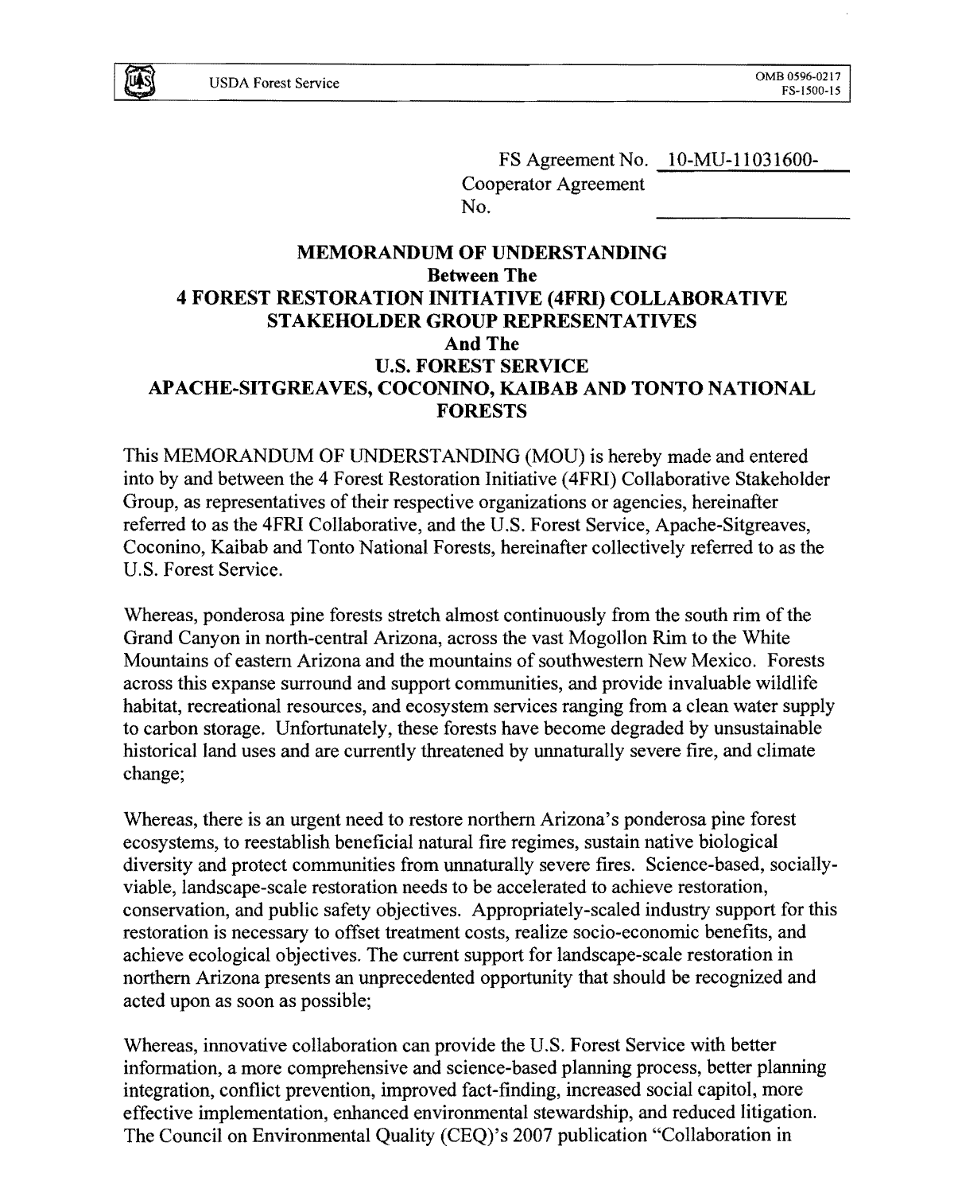FS Agreement No. 10-MU-11031600-
Cooperator Agreement No. ____________

# MEMORANDUM OF UNDERSTANDING
## Between The
## 4 FOREST RESTORATION INITIATIVE (4FRI) COLLABORATIVE STAKEHOLDER GROUP REPRESENTATIVES
## And The
## U.S. FOREST SERVICE
## APACHE-SITGREAVES, COCONINO, KAIBAB AND TONTO NATIONAL FORESTS

This MEMORANDUM OF UNDERSTANDING (MOU) is hereby made and entered into by and between the 4 Forest Restoration Initiative (4FRI) Collaborative Stakeholder Group, as representatives of their respective organizations or agencies, hereinafter referred to as the 4FRI Collaborative, and the U.S. Forest Service, Apache-Sitgreaves, Coconino, Kaibab and Tonto National Forests, hereinafter collectively referred to as the U.S. Forest Service.

Whereas, ponderosa pine forests stretch almost continuously from the south rim of the Grand Canyon in north-central Arizona, across the vast Mogollon Rim to the White Mountains of eastern Arizona and the mountains of southwestern New Mexico. Forests across this expanse surround and support communities, and provide invaluable wildlife habitat, recreational resources, and ecosystem services ranging from a clean water supply to carbon storage. Unfortunately, these forests have become degraded by unsustainable historical land uses and are currently threatened by unnaturally severe fire, and climate change;

Whereas, there is an urgent need to restore northern Arizona's ponderosa pine forest ecosystems, to reestablish beneficial natural fire regimes, sustain native biological diversity and protect communities from unnaturally severe fires. Science-based, socially-viable, landscape-scale restoration needs to be accelerated to achieve restoration, conservation, and public safety objectives. Appropriately-scaled industry support for this restoration is necessary to offset treatment costs, realize socio-economic benefits, and achieve ecological objectives. The current support for landscape-scale restoration in northern Arizona presents an unprecedented opportunity that should be recognized and acted upon as soon as possible;

Whereas, innovative collaboration can provide the U.S. Forest Service with better information, a more comprehensive and science-based planning process, better planning integration, conflict prevention, improved fact-finding, increased social capitol, more effective implementation, enhanced environmental stewardship, and reduced litigation. The Council on Environmental Quality (CEQ)'s 2007 publication "Collaboration in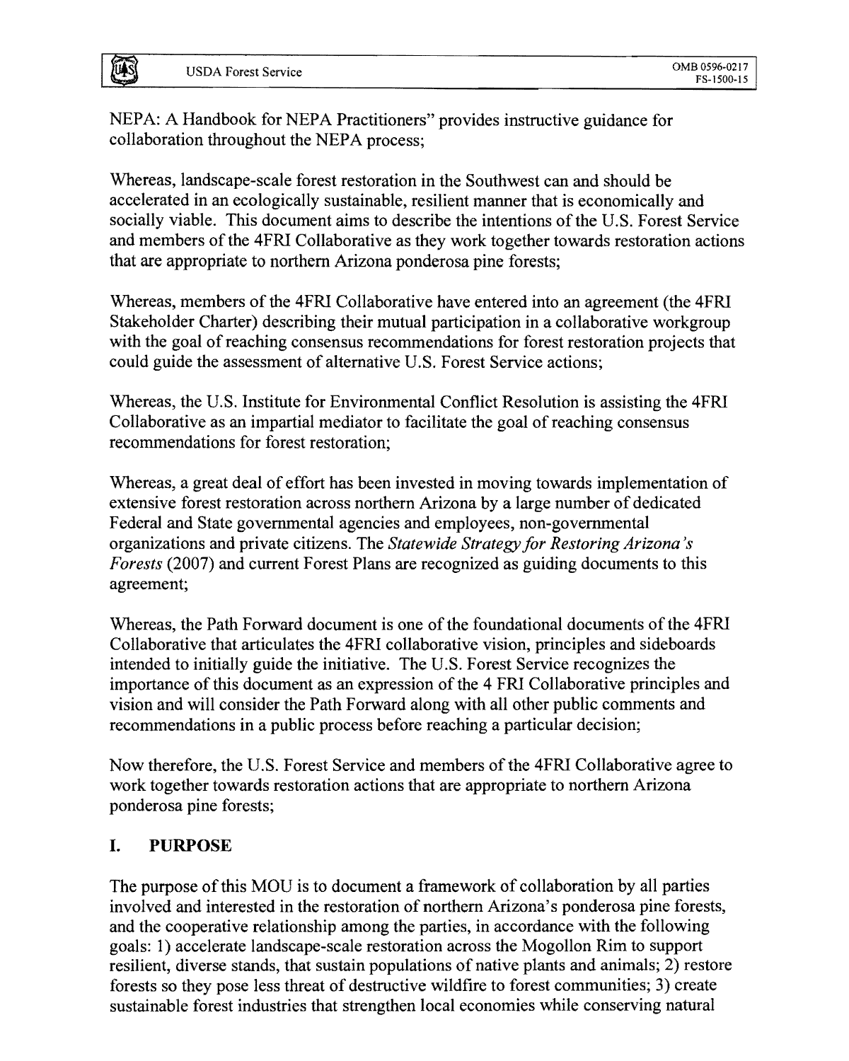NEPA: A Handbook for NEPA Practitioners" provides instructive guidance for collaboration throughout the NEPA process;

Whereas, landscape-scale forest restoration in the Southwest can and should be accelerated in an ecologically sustainable, resilient manner that is economically and socially viable. This document aims to describe the intentions of the U.S. Forest Service and members of the 4FRI Collaborative as they work together towards restoration actions that are appropriate to northern Arizona ponderosa pine forests;

Whereas, members of the 4FRI Collaborative have entered into an agreement (the 4FRI Stakeholder Charter) describing their mutual participation in a collaborative workgroup with the goal of reaching consensus recommendations for forest restoration projects that could guide the assessment of alternative U.S. Forest Service actions;

Whereas, the U.S. Institute for Environmental Conflict Resolution is assisting the 4FRI Collaborative as an impartial mediator to facilitate the goal of reaching consensus recommendations for forest restoration;

Whereas, a great deal of effort has been invested in moving towards implementation of extensive forest restoration across northern Arizona by a large number of dedicated Federal and State governmental agencies and employees, non-governmental organizations and private citizens. The *Statewide Strategy for Restoring Arizona's Forests* (2007) and current Forest Plans are recognized as guiding documents to this agreement;

Whereas, the Path Forward document is one of the foundational documents of the 4FRI Collaborative that articulates the 4FRI collaborative vision, principles and sideboards intended to initially guide the initiative. The U.S. Forest Service recognizes the importance of this document as an expression of the 4 FRI Collaborative principles and vision and will consider the Path Forward along with all other public comments and recommendations in a public process before reaching a particular decision;

Now therefore, the U.S. Forest Service and members of the 4FRI Collaborative agree to work together towards restoration actions that are appropriate to northern Arizona ponderosa pine forests;

## I. PURPOSE

The purpose of this MOU is to document a framework of collaboration by all parties involved and interested in the restoration of northern Arizona's ponderosa pine forests, and the cooperative relationship among the parties, in accordance with the following goals: 1) accelerate landscape-scale restoration across the Mogollon Rim to support resilient, diverse stands, that sustain populations of native plants and animals; 2) restore forests so they pose less threat of destructive wildfire to forest communities; 3) create sustainable forest industries that strengthen local economies while conserving natural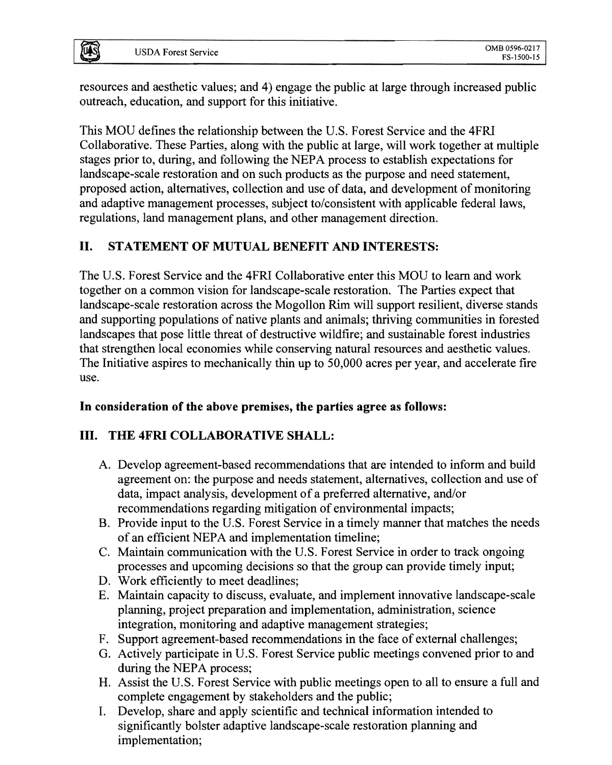resources and aesthetic values; and 4) engage the public at large through increased public outreach, education, and support for this initiative.

This MOU defines the relationship between the U.S. Forest Service and the 4FRI Collaborative. These Parties, along with the public at large, will work together at multiple stages prior to, during, and following the NEPA process to establish expectations for landscape-scale restoration and on such products as the purpose and need statement, proposed action, alternatives, collection and use of data, and development of monitoring and adaptive management processes, subject to/consistent with applicable federal laws, regulations, land management plans, and other management direction.

## II. STATEMENT OF MUTUAL BENEFIT AND INTERESTS:

The U.S. Forest Service and the 4FRI Collaborative enter this MOU to learn and work together on a common vision for landscape-scale restoration. The Parties expect that landscape-scale restoration across the Mogollon Rim will support resilient, diverse stands and supporting populations of native plants and animals; thriving communities in forested landscapes that pose little threat of destructive wildfire; and sustainable forest industries that strengthen local economies while conserving natural resources and aesthetic values. The Initiative aspires to mechanically thin up to 50,000 acres per year, and accelerate fire use.

**In consideration of the above premises, the parties agree as follows:**

## III. THE 4FRI COLLABORATIVE SHALL:

A. Develop agreement-based recommendations that are intended to inform and build agreement on: the purpose and needs statement, alternatives, collection and use of data, impact analysis, development of a preferred alternative, and/or recommendations regarding mitigation of environmental impacts;
B. Provide input to the U.S. Forest Service in a timely manner that matches the needs of an efficient NEPA and implementation timeline;
C. Maintain communication with the U.S. Forest Service in order to track ongoing processes and upcoming decisions so that the group can provide timely input;
D. Work efficiently to meet deadlines;
E. Maintain capacity to discuss, evaluate, and implement innovative landscape-scale planning, project preparation and implementation, administration, science integration, monitoring and adaptive management strategies;
F. Support agreement-based recommendations in the face of external challenges;
G. Actively participate in U.S. Forest Service public meetings convened prior to and during the NEPA process;
H. Assist the U.S. Forest Service with public meetings open to all to ensure a full and complete engagement by stakeholders and the public;
I. Develop, share and apply scientific and technical information intended to significantly bolster adaptive landscape-scale restoration planning and implementation;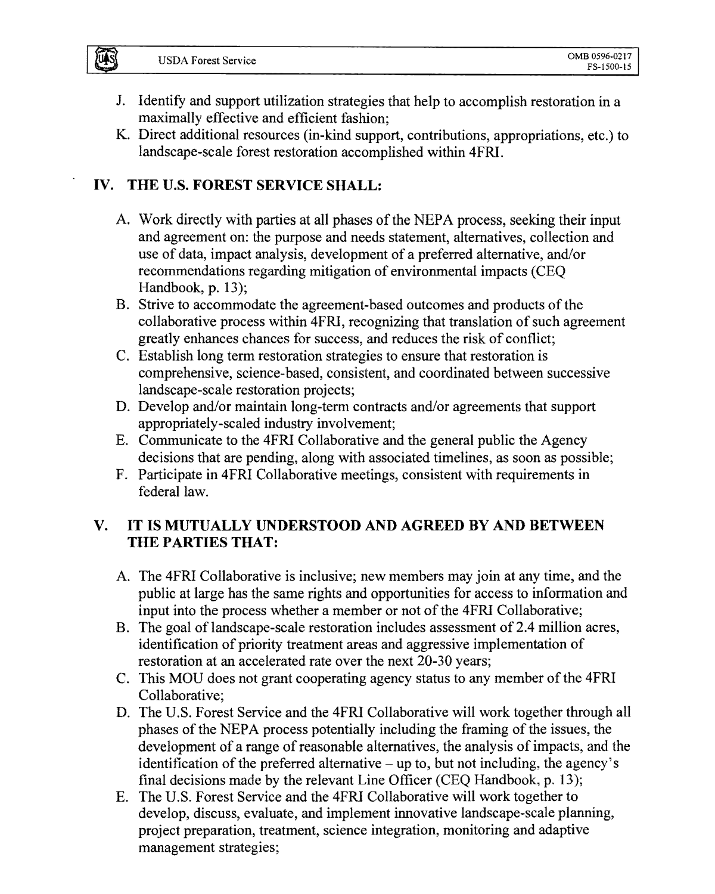J. Identify and support utilization strategies that help to accomplish restoration in a maximally effective and efficient fashion;
K. Direct additional resources (in-kind support, contributions, appropriations, etc.) to landscape-scale forest restoration accomplished within 4FRI.

## IV. THE U.S. FOREST SERVICE SHALL:

A. Work directly with parties at all phases of the NEPA process, seeking their input and agreement on: the purpose and needs statement, alternatives, collection and use of data, impact analysis, development of a preferred alternative, and/or recommendations regarding mitigation of environmental impacts (CEQ Handbook, p. 13);
B. Strive to accommodate the agreement-based outcomes and products of the collaborative process within 4FRI, recognizing that translation of such agreement greatly enhances chances for success, and reduces the risk of conflict;
C. Establish long term restoration strategies to ensure that restoration is comprehensive, science-based, consistent, and coordinated between successive landscape-scale restoration projects;
D. Develop and/or maintain long-term contracts and/or agreements that support appropriately-scaled industry involvement;
E. Communicate to the 4FRI Collaborative and the general public the Agency decisions that are pending, along with associated timelines, as soon as possible;
F. Participate in 4FRI Collaborative meetings, consistent with requirements in federal law.

## V. IT IS MUTUALLY UNDERSTOOD AND AGREED BY AND BETWEEN THE PARTIES THAT:

A. The 4FRI Collaborative is inclusive; new members may join at any time, and the public at large has the same rights and opportunities for access to information and input into the process whether a member or not of the 4FRI Collaborative;
B. The goal of landscape-scale restoration includes assessment of 2.4 million acres, identification of priority treatment areas and aggressive implementation of restoration at an accelerated rate over the next 20-30 years;
C. This MOU does not grant cooperating agency status to any member of the 4FRI Collaborative;
D. The U.S. Forest Service and the 4FRI Collaborative will work together through all phases of the NEPA process potentially including the framing of the issues, the development of a range of reasonable alternatives, the analysis of impacts, and the identification of the preferred alternative – up to, but not including, the agency's final decisions made by the relevant Line Officer (CEQ Handbook, p. 13);
E. The U.S. Forest Service and the 4FRI Collaborative will work together to develop, discuss, evaluate, and implement innovative landscape-scale planning, project preparation, treatment, science integration, monitoring and adaptive management strategies;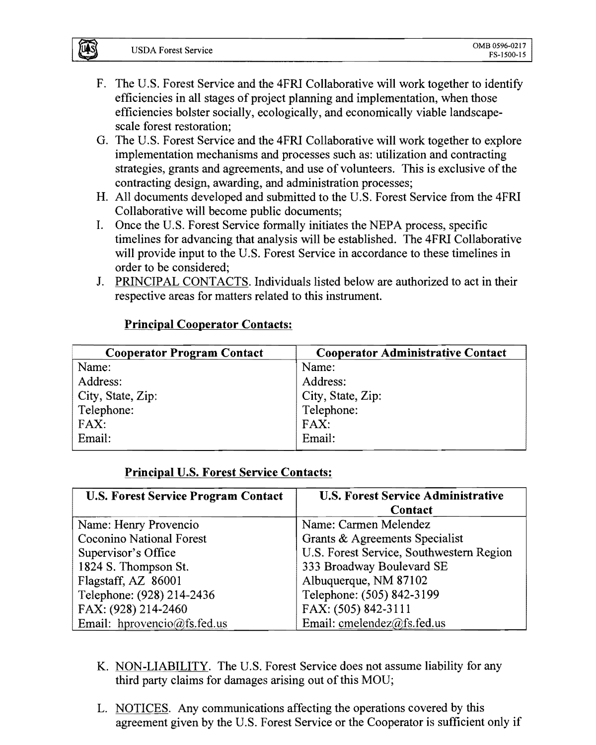F. The U.S. Forest Service and the 4FRI Collaborative will work together to identify efficiencies in all stages of project planning and implementation, when those efficiencies bolster socially, ecologically, and economically viable landscape-scale forest restoration;

G. The U.S. Forest Service and the 4FRI Collaborative will work together to explore implementation mechanisms and processes such as: utilization and contracting strategies, grants and agreements, and use of volunteers. This is exclusive of the contracting design, awarding, and administration processes;

H. All documents developed and submitted to the U.S. Forest Service from the 4FRI Collaborative will become public documents;

I. Once the U.S. Forest Service formally initiates the NEPA process, specific timelines for advancing that analysis will be established. The 4FRI Collaborative will provide input to the U.S. Forest Service in accordance to these timelines in order to be considered;

J. PRINCIPAL CONTACTS. Individuals listed below are authorized to act in their respective areas for matters related to this instrument.

**Principal Cooperator Contacts:**

| Cooperator Program Contact | Cooperator Administrative Contact |
|---|---|
| Name: | Name: |
| Address: | Address: |
| City, State, Zip: | City, State, Zip: |
| Telephone: | Telephone: |
| FAX: | FAX: |
| Email: | Email: |

**Principal U.S. Forest Service Contacts:**

| U.S. Forest Service Program Contact | U.S. Forest Service Administrative Contact |
|---|---|
| Name: Henry Provencio | Name: Carmen Melendez |
| Coconino National Forest | Grants & Agreements Specialist |
| Supervisor's Office | U.S. Forest Service, Southwestern Region |
| 1824 S. Thompson St. | 333 Broadway Boulevard SE |
| Flagstaff, AZ 86001 | Albuquerque, NM 87102 |
| Telephone: (928) 214-2436 | Telephone: (505) 842-3199 |
| FAX: (928) 214-2460 | FAX: (505) 842-3111 |
| Email: hprovencio@fs.fed.us | Email: cmelendez@fs.fed.us |

K. NON-LIABILITY. The U.S. Forest Service does not assume liability for any third party claims for damages arising out of this MOU;

L. NOTICES. Any communications affecting the operations covered by this agreement given by the U.S. Forest Service or the Cooperator is sufficient only if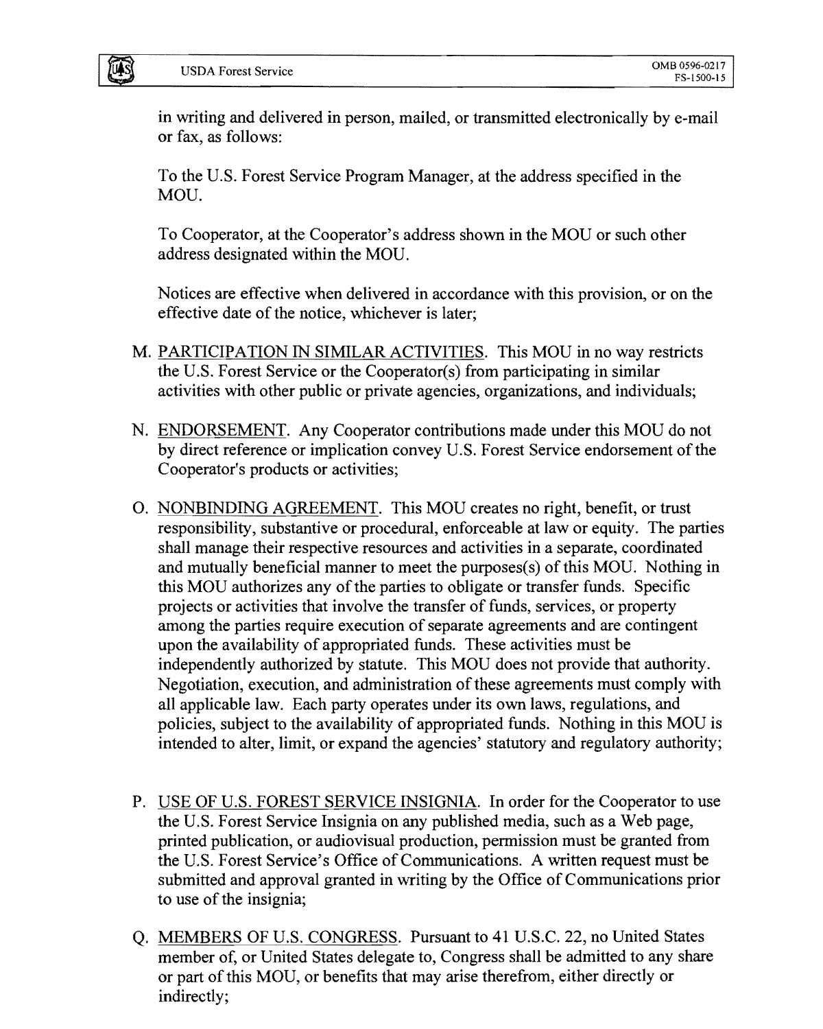in writing and delivered in person, mailed, or transmitted electronically by e-mail or fax, as follows:

To the U.S. Forest Service Program Manager, at the address specified in the MOU.

To Cooperator, at the Cooperator's address shown in the MOU or such other address designated within the MOU.

Notices are effective when delivered in accordance with this provision, or on the effective date of the notice, whichever is later;

M. PARTICIPATION IN SIMILAR ACTIVITIES. This MOU in no way restricts the U.S. Forest Service or the Cooperator(s) from participating in similar activities with other public or private agencies, organizations, and individuals;

N. ENDORSEMENT. Any Cooperator contributions made under this MOU do not by direct reference or implication convey U.S. Forest Service endorsement of the Cooperator's products or activities;

O. NONBINDING AGREEMENT. This MOU creates no right, benefit, or trust responsibility, substantive or procedural, enforceable at law or equity. The parties shall manage their respective resources and activities in a separate, coordinated and mutually beneficial manner to meet the purposes(s) of this MOU. Nothing in this MOU authorizes any of the parties to obligate or transfer funds. Specific projects or activities that involve the transfer of funds, services, or property among the parties require execution of separate agreements and are contingent upon the availability of appropriated funds. These activities must be independently authorized by statute. This MOU does not provide that authority. Negotiation, execution, and administration of these agreements must comply with all applicable law. Each party operates under its own laws, regulations, and policies, subject to the availability of appropriated funds. Nothing in this MOU is intended to alter, limit, or expand the agencies' statutory and regulatory authority;

P. USE OF U.S. FOREST SERVICE INSIGNIA. In order for the Cooperator to use the U.S. Forest Service Insignia on any published media, such as a Web page, printed publication, or audiovisual production, permission must be granted from the U.S. Forest Service's Office of Communications. A written request must be submitted and approval granted in writing by the Office of Communications prior to use of the insignia;

Q. MEMBERS OF U.S. CONGRESS. Pursuant to 41 U.S.C. 22, no United States member of, or United States delegate to, Congress shall be admitted to any share or part of this MOU, or benefits that may arise therefrom, either directly or indirectly;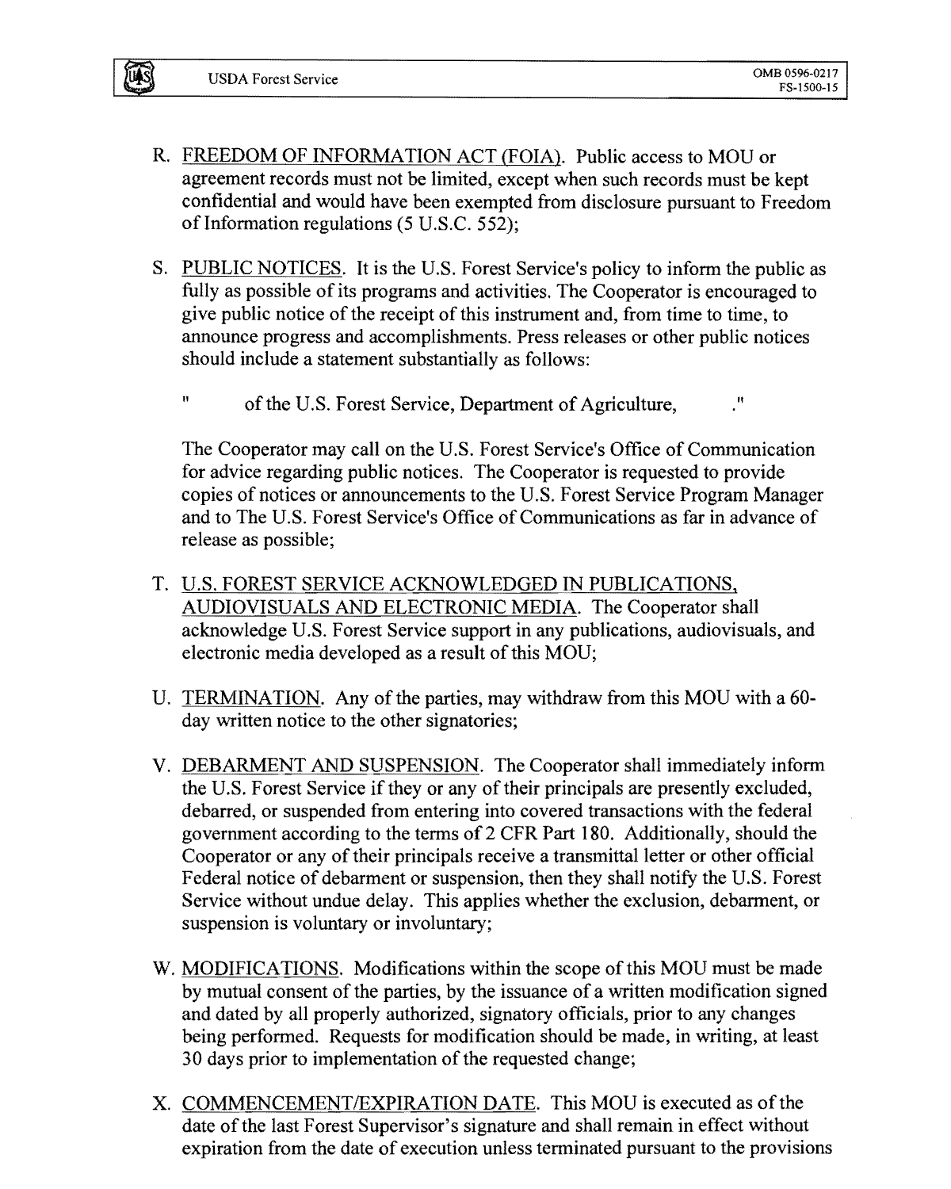R. FREEDOM OF INFORMATION ACT (FOIA). Public access to MOU or agreement records must not be limited, except when such records must be kept confidential and would have been exempted from disclosure pursuant to Freedom of Information regulations (5 U.S.C. 552);

S. PUBLIC NOTICES. It is the U.S. Forest Service's policy to inform the public as fully as possible of its programs and activities. The Cooperator is encouraged to give public notice of the receipt of this instrument and, from time to time, to announce progress and accomplishments. Press releases or other public notices should include a statement substantially as follows:

   " of the U.S. Forest Service, Department of Agriculture, ."

   The Cooperator may call on the U.S. Forest Service's Office of Communication for advice regarding public notices. The Cooperator is requested to provide copies of notices or announcements to the U.S. Forest Service Program Manager and to The U.S. Forest Service's Office of Communications as far in advance of release as possible;

T. U.S. FOREST SERVICE ACKNOWLEDGED IN PUBLICATIONS, AUDIOVISUALS AND ELECTRONIC MEDIA. The Cooperator shall acknowledge U.S. Forest Service support in any publications, audiovisuals, and electronic media developed as a result of this MOU;

U. TERMINATION. Any of the parties, may withdraw from this MOU with a 60-day written notice to the other signatories;

V. DEBARMENT AND SUSPENSION. The Cooperator shall immediately inform the U.S. Forest Service if they or any of their principals are presently excluded, debarred, or suspended from entering into covered transactions with the federal government according to the terms of 2 CFR Part 180. Additionally, should the Cooperator or any of their principals receive a transmittal letter or other official Federal notice of debarment or suspension, then they shall notify the U.S. Forest Service without undue delay. This applies whether the exclusion, debarment, or suspension is voluntary or involuntary;

W. MODIFICATIONS. Modifications within the scope of this MOU must be made by mutual consent of the parties, by the issuance of a written modification signed and dated by all properly authorized, signatory officials, prior to any changes being performed. Requests for modification should be made, in writing, at least 30 days prior to implementation of the requested change;

X. COMMENCEMENT/EXPIRATION DATE. This MOU is executed as of the date of the last Forest Supervisor's signature and shall remain in effect without expiration from the date of execution unless terminated pursuant to the provisions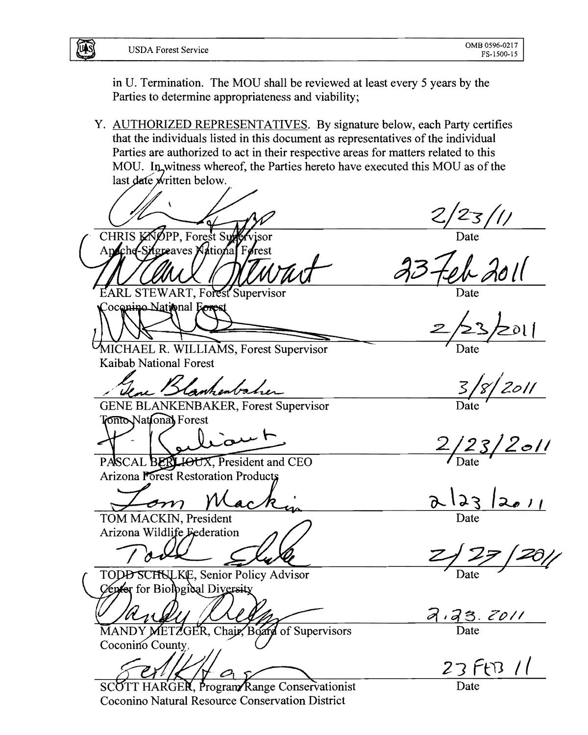in U. Termination. The MOU shall be reviewed at least every 5 years by the Parties to determine appropriateness and viability;

Y. AUTHORIZED REPRESENTATIVES. By signature below, each Party certifies that the individuals listed in this document as representatives of the individual Parties are authorized to act in their respective areas for matters related to this MOU. In witness whereof, the Parties hereto have executed this MOU as of the last date written below.

| | |
|---|---|
| CHRIS KNOPP, Forest Supervisor<br>Apache-Sitgreaves National Forest | 2/23/11<br>Date |
| EARL STEWART, Forest Supervisor<br>Coconino National Forest | 23 Feb 2011<br>Date |
| MICHAEL R. WILLIAMS, Forest Supervisor<br>Kaibab National Forest | 2/23/2011<br>Date |
| GENE BLANKENBAKER, Forest Supervisor<br>Tonto National Forest | 3/8/2011<br>Date |
| PASCAL BERLIOUX, President and CEO<br>Arizona Forest Restoration Products | 2/23/2011<br>Date |
| TOM MACKIN, President<br>Arizona Wildlife Federation | 2/23/2011<br>Date |
| TODD SCHULKE, Senior Policy Advisor<br>Center for Biological Diversity | 2/27/2011<br>Date |
| MANDY METZGER, Chair, Board of Supervisors<br>Coconino County | 2.23.2011<br>Date |
| SCOTT HARGER, Program Range Conservationist<br>Coconino Natural Resource Conservation District | 23 FEB 11<br>Date |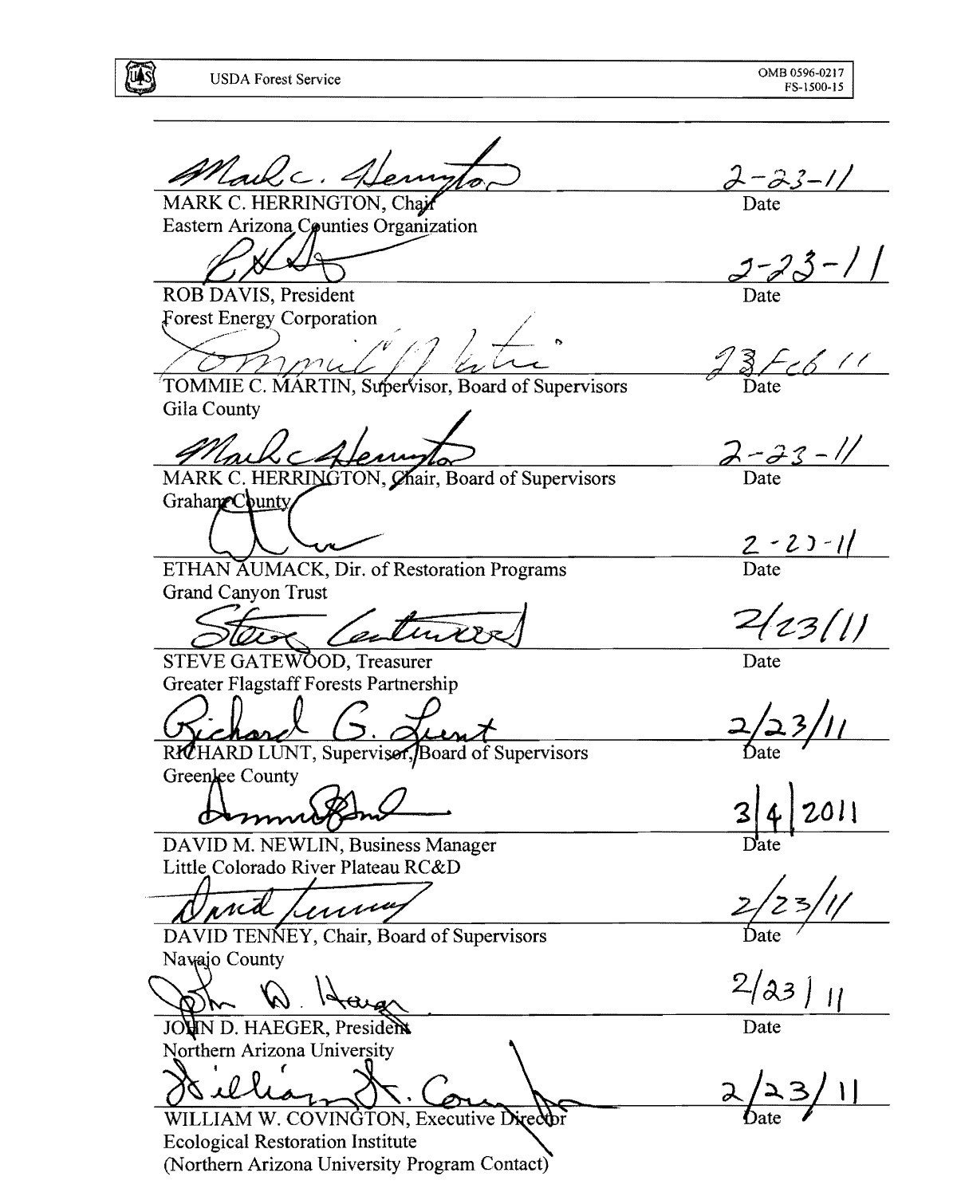| | |
|---|---|
| MARK C. HERRINGTON, Chair<br>Eastern Arizona Counties Organization | 2-23-11<br>Date |
| ROB DAVIS, President<br>Forest Energy Corporation | 2-23-11<br>Date |
| TOMMIE C. MARTIN, Supervisor, Board of Supervisors<br>Gila County | 23 Feb 11<br>Date |
| MARK C. HERRINGTON, Chair, Board of Supervisors<br>Graham County | 2-23-11<br>Date |
| ETHAN AUMACK, Dir. of Restoration Programs<br>Grand Canyon Trust | 2-23-11<br>Date |
| STEVE GATEWOOD, Treasurer<br>Greater Flagstaff Forests Partnership | 2/23/11<br>Date |
| RICHARD LUNT, Supervisor, Board of Supervisors<br>Greenlee County | 2/23/11<br>Date |
| DAVID M. NEWLIN, Business Manager<br>Little Colorado River Plateau RC&D | 3/4/2011<br>Date |
| DAVID TENNEY, Chair, Board of Supervisors<br>Navajo County | 2/23/11<br>Date |
| JOHN D. HAEGER, President<br>Northern Arizona University | 2/23/11<br>Date |
| WILLIAM W. COVINGTON, Executive Director<br>Ecological Restoration Institute<br>(Northern Arizona University Program Contact) | 2/23/11<br>Date |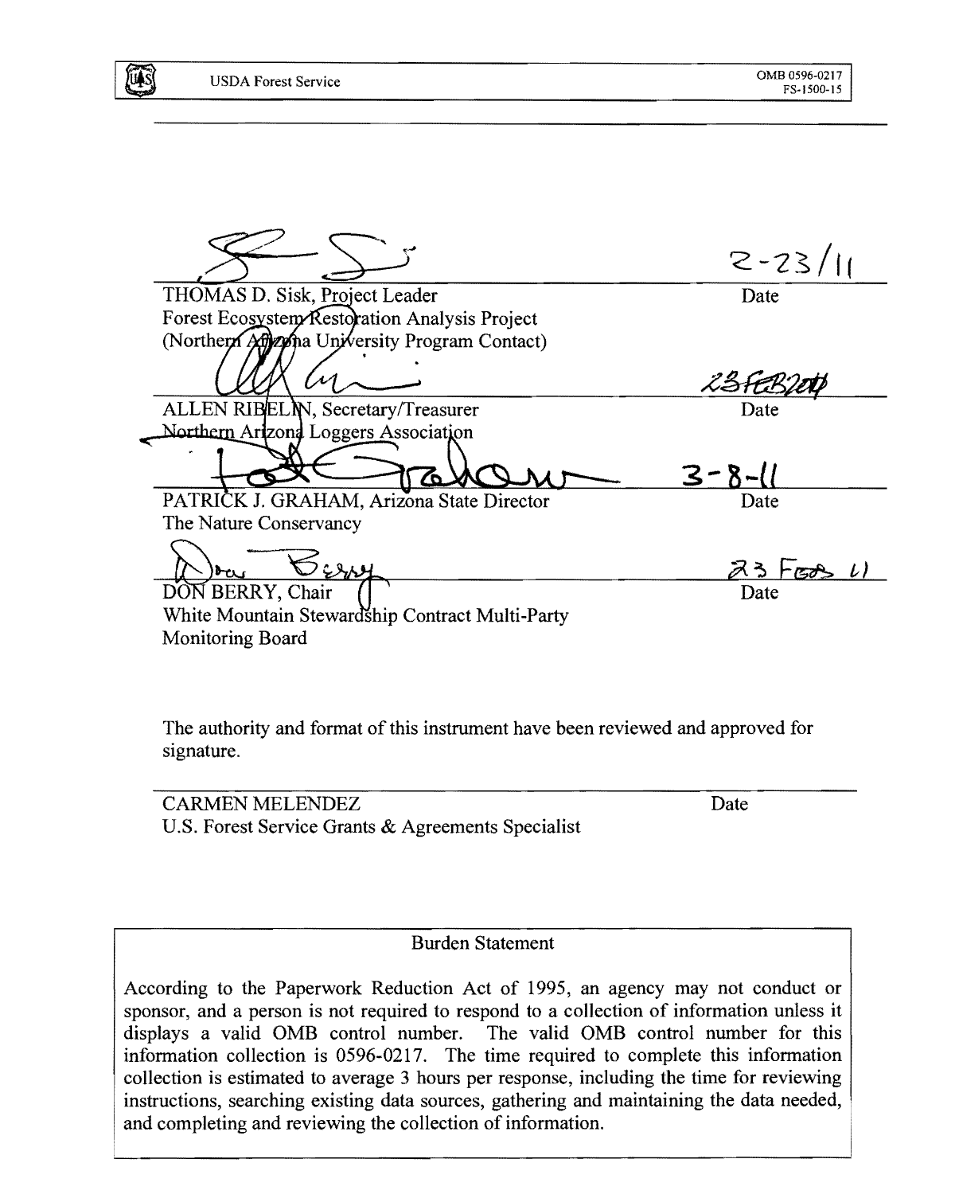2-23/11

THOMAS D. Sisk, Project Leader
Forest Ecosystem Restoration Analysis Project
(Northern Arizona University Program Contact)

Date

23FEB2011

ALLEN RIBELIN, Secretary/Treasurer
Northern Arizona Loggers Association

Date

3-8-11

PATRICK J. GRAHAM, Arizona State Director
The Nature Conservancy

Date

23 Feb 11

DON BERRY, Chair
White Mountain Stewardship Contract Multi-Party Monitoring Board

Date

The authority and format of this instrument have been reviewed and approved for signature.

CARMEN MELENDEZ
U.S. Forest Service Grants & Agreements Specialist

Date

**Burden Statement**

According to the Paperwork Reduction Act of 1995, an agency may not conduct or sponsor, and a person is not required to respond to a collection of information unless it displays a valid OMB control number. The valid OMB control number for this information collection is 0596-0217. The time required to complete this information collection is estimated to average 3 hours per response, including the time for reviewing instructions, searching existing data sources, gathering and maintaining the data needed, and completing and reviewing the collection of information.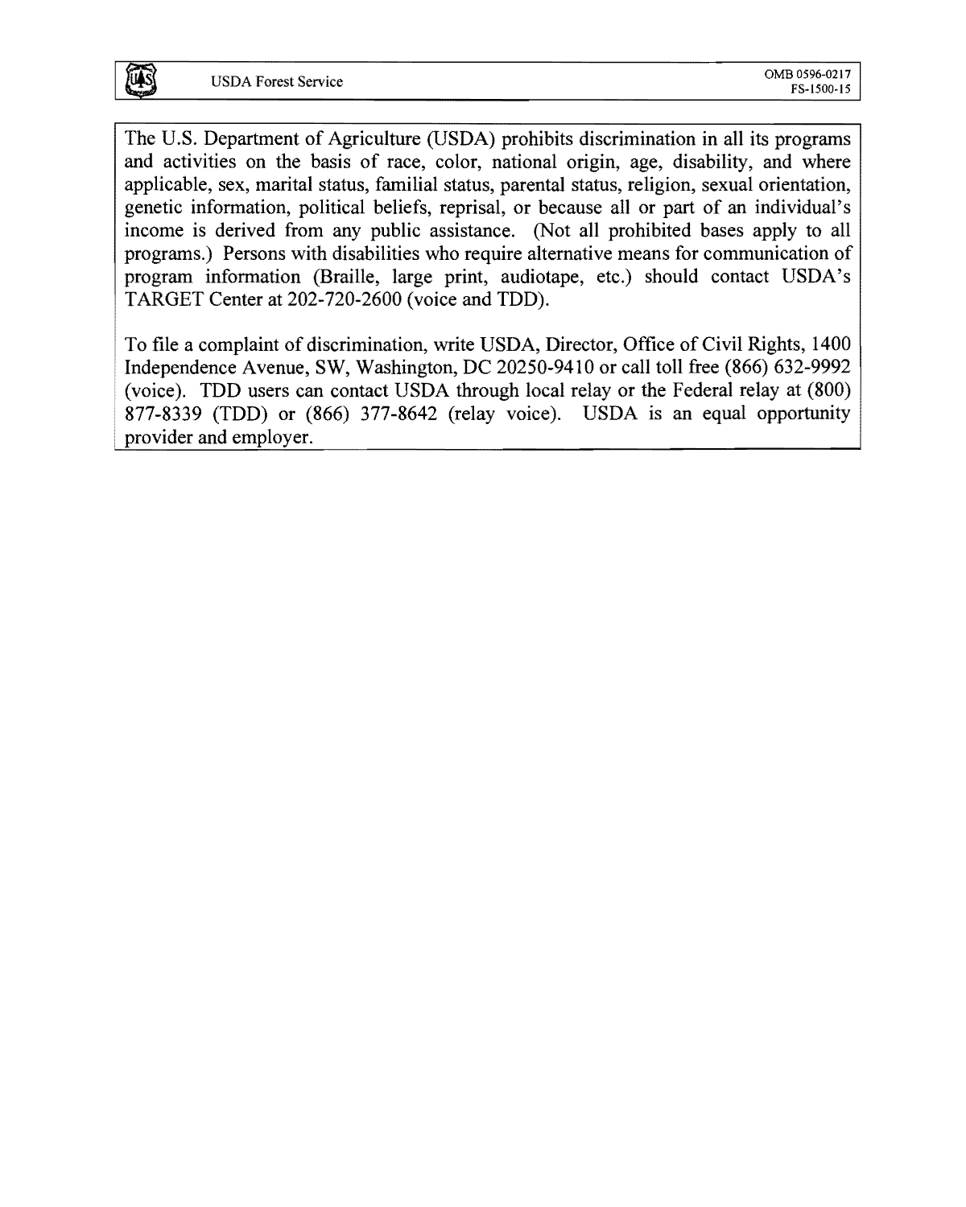The U.S. Department of Agriculture (USDA) prohibits discrimination in all its programs and activities on the basis of race, color, national origin, age, disability, and where applicable, sex, marital status, familial status, parental status, religion, sexual orientation, genetic information, political beliefs, reprisal, or because all or part of an individual's income is derived from any public assistance. (Not all prohibited bases apply to all programs.) Persons with disabilities who require alternative means for communication of program information (Braille, large print, audiotape, etc.) should contact USDA's TARGET Center at 202-720-2600 (voice and TDD).

To file a complaint of discrimination, write USDA, Director, Office of Civil Rights, 1400 Independence Avenue, SW, Washington, DC 20250-9410 or call toll free (866) 632-9992 (voice). TDD users can contact USDA through local relay or the Federal relay at (800) 877-8339 (TDD) or (866) 377-8642 (relay voice). USDA is an equal opportunity provider and employer.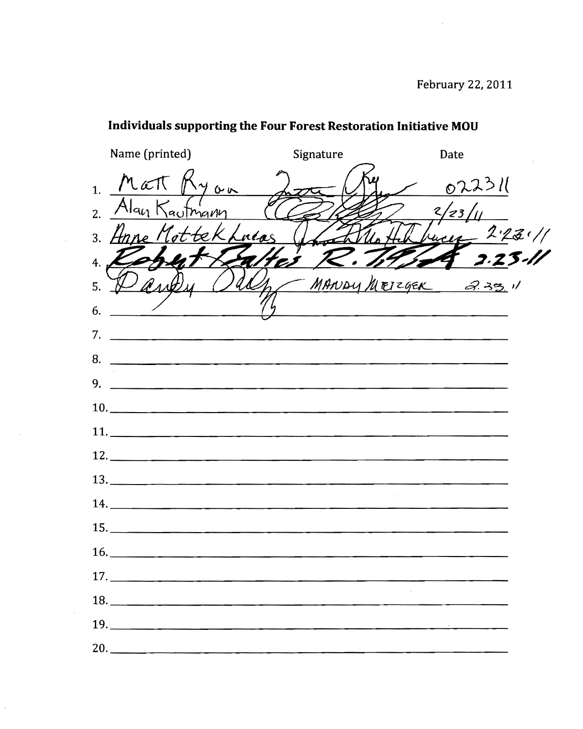February 22, 2011

## Individuals supporting the Four Forest Restoration Initiative MOU

| | Name (printed) | Signature | Date |
|---|---|---|---|
| 1. | Matt Ryan | | 022311 |
| 2. | Alan Kaufmann | | 2/23/11 |
| 3. | Anne Mottek Lucas | | 2.23.11 |
| 4. | Robert Baltes | R. T. | 2.23.11 |
| 5. | | MANDY METZGER | 2.23.11 |
| 6. | | | |
| 7. | | | |
| 8. | | | |
| 9. | | | |
| 10. | | | |
| 11. | | | |
| 12. | | | |
| 13. | | | |
| 14. | | | |
| 15. | | | |
| 16. | | | |
| 17. | | | |
| 18. | | | |
| 19. | | | |
| 20. | | | |